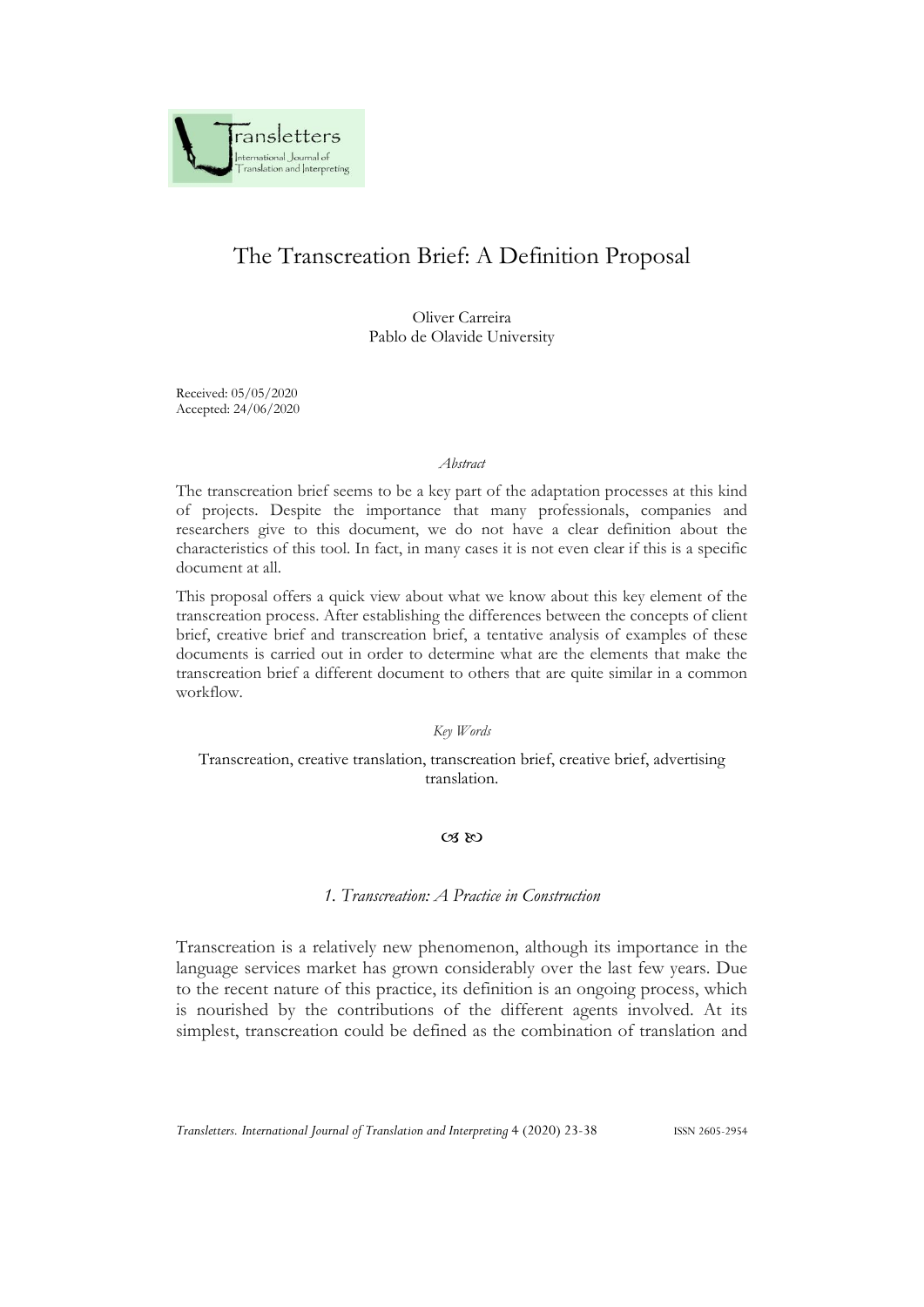# The Transcreation Brief: A Definition Proposal

Oliver Carreira
Pablo de Olavide University

Received: 05/05/2020
Accepted: 24/06/2020

*Abstract*

The transcreation brief seems to be a key part of the adaptation processes at this kind of projects. Despite the importance that many professionals, companies and researchers give to this document, we do not have a clear definition about the characteristics of this tool. In fact, in many cases it is not even clear if this is a specific document at all.

This proposal offers a quick view about what we know about this key element of the transcreation process. After establishing the differences between the concepts of client brief, creative brief and transcreation brief, a tentative analysis of examples of these documents is carried out in order to determine what are the elements that make the transcreation brief a different document to others that are quite similar in a common workflow.

*Key Words*

Transcreation, creative translation, transcreation brief, creative brief, advertising translation.

## *1. Transcreation: A Practice in Construction*

Transcreation is a relatively new phenomenon, although its importance in the language services market has grown considerably over the last few years. Due to the recent nature of this practice, its definition is an ongoing process, which is nourished by the contributions of the different agents involved. At its simplest, transcreation could be defined as the combination of translation and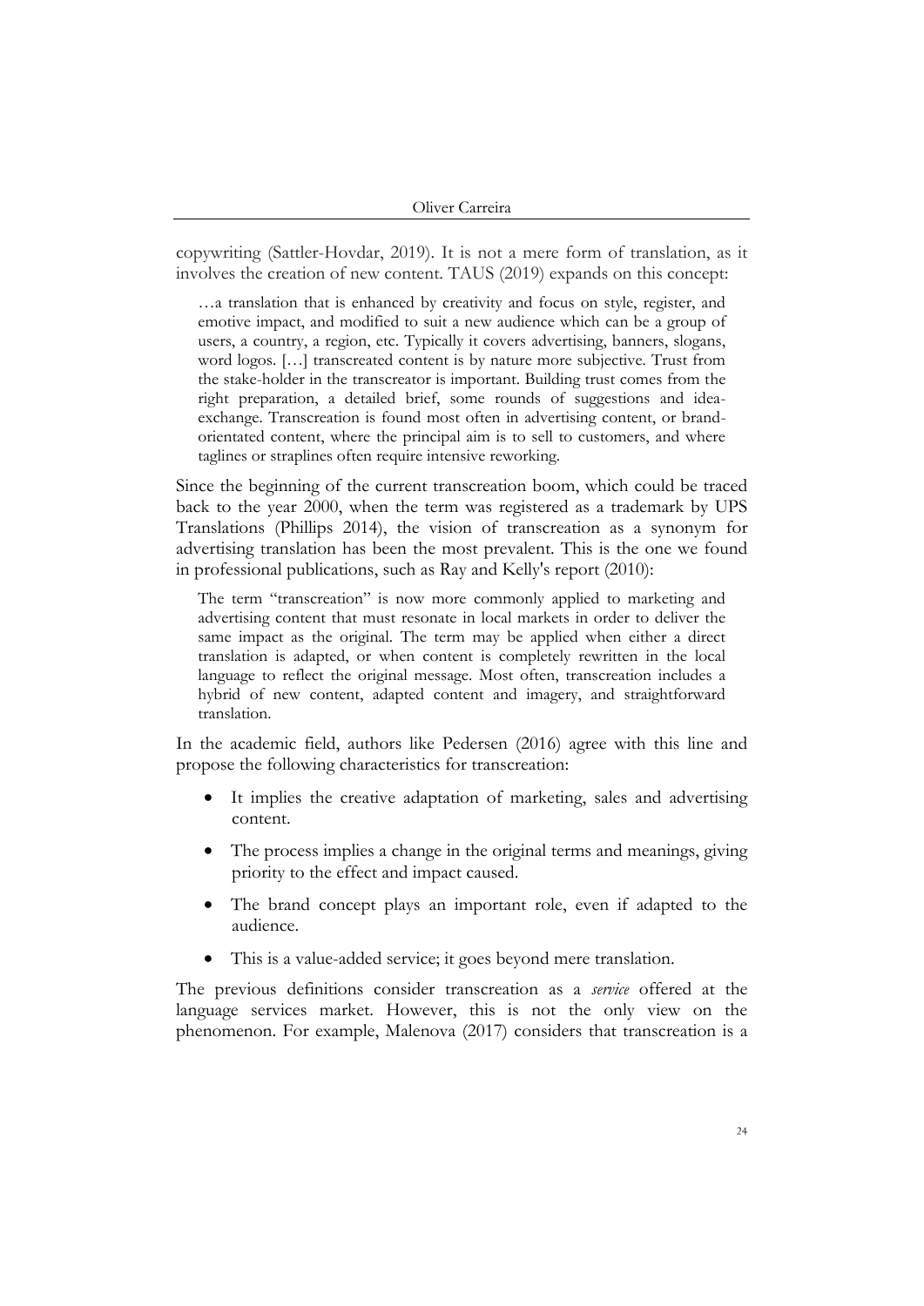copywriting (Sattler-Hovdar, 2019). It is not a mere form of translation, as it involves the creation of new content. TAUS (2019) expands on this concept:

> …a translation that is enhanced by creativity and focus on style, register, and emotive impact, and modified to suit a new audience which can be a group of users, a country, a region, etc. Typically it covers advertising, banners, slogans, word logos. […] transcreated content is by nature more subjective. Trust from the stake-holder in the transcreator is important. Building trust comes from the right preparation, a detailed brief, some rounds of suggestions and idea-exchange. Transcreation is found most often in advertising content, or brand-orientated content, where the principal aim is to sell to customers, and where taglines or straplines often require intensive reworking.

Since the beginning of the current transcreation boom, which could be traced back to the year 2000, when the term was registered as a trademark by UPS Translations (Phillips 2014), the vision of transcreation as a synonym for advertising translation has been the most prevalent. This is the one we found in professional publications, such as Ray and Kelly's report (2010):

> The term "transcreation" is now more commonly applied to marketing and advertising content that must resonate in local markets in order to deliver the same impact as the original. The term may be applied when either a direct translation is adapted, or when content is completely rewritten in the local language to reflect the original message. Most often, transcreation includes a hybrid of new content, adapted content and imagery, and straightforward translation.

In the academic field, authors like Pedersen (2016) agree with this line and propose the following characteristics for transcreation:

- It implies the creative adaptation of marketing, sales and advertising content.
- The process implies a change in the original terms and meanings, giving priority to the effect and impact caused.
- The brand concept plays an important role, even if adapted to the audience.
- This is a value-added service; it goes beyond mere translation.

The previous definitions consider transcreation as a *service* offered at the language services market. However, this is not the only view on the phenomenon. For example, Malenova (2017) considers that transcreation is a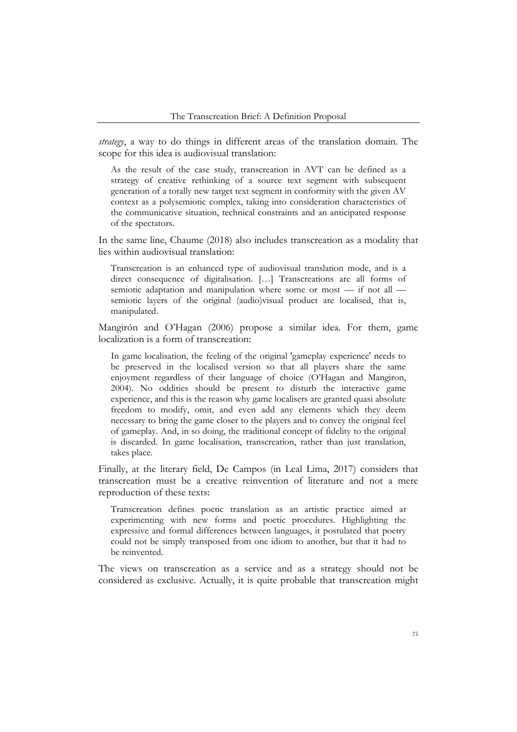*strategy*, a way to do things in different areas of the translation domain. The scope for this idea is audiovisual translation:

> As the result of the case study, transcreation in AVT can be defined as a strategy of creative rethinking of a source text segment with subsequent generation of a totally new target text segment in conformity with the given AV context as a polysemiotic complex, taking into consideration characteristics of the communicative situation, technical constraints and an anticipated response of the spectators.

In the same line, Chaume (2018) also includes transcreation as a modality that lies within audiovisual translation:

> Transcreation is an enhanced type of audiovisual translation mode, and is a direct consequence of digitalisation. […] Transcreations are all forms of semiotic adaptation and manipulation where some or most — if not all — semiotic layers of the original (audio)visual product are localised, that is, manipulated.

Mangirón and O'Hagan (2006) propose a similar idea. For them, game localization is a form of transcreation:

> In game localisation, the feeling of the original 'gameplay experience' needs to be preserved in the localised version so that all players share the same enjoyment regardless of their language of choice (O'Hagan and Mangiron, 2004). No oddities should be present to disturb the interactive game experience, and this is the reason why game localisers are granted quasi absolute freedom to modify, omit, and even add any elements which they deem necessary to bring the game closer to the players and to convey the original feel of gameplay. And, in so doing, the traditional concept of fidelity to the original is discarded. In game localisation, transcreation, rather than just translation, takes place.

Finally, at the literary field, De Campos (in Leal Lima, 2017) considers that transcreation must be a creative reinvention of literature and not a mere reproduction of these texts:

> Transcreation defines poetic translation as an artistic practice aimed at experimenting with new forms and poetic procedures. Highlighting the expressive and formal differences between languages, it postulated that poetry could not be simply transposed from one idiom to another, but that it had to be reinvented.

The views on transcreation as a service and as a strategy should not be considered as exclusive. Actually, it is quite probable that transcreation might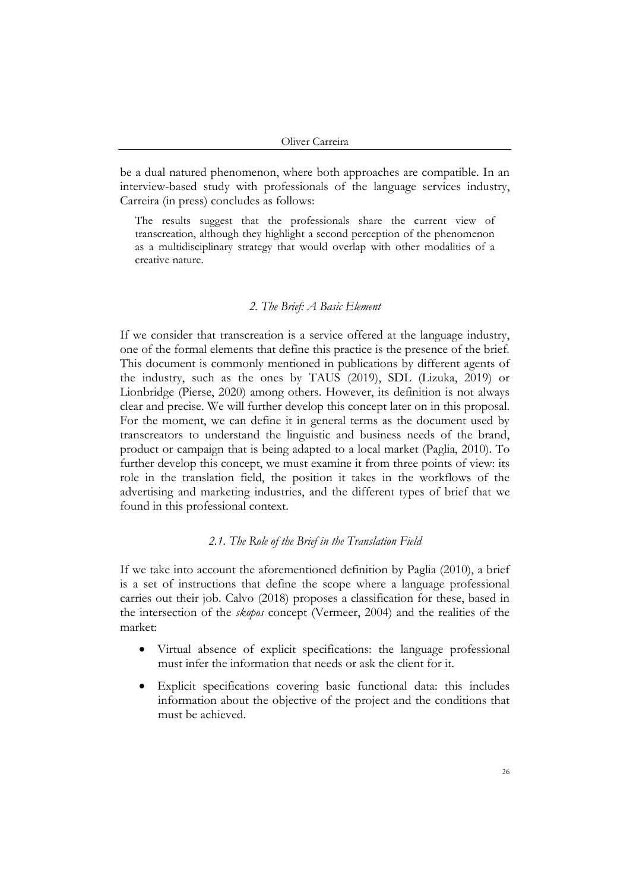be a dual natured phenomenon, where both approaches are compatible. In an interview-based study with professionals of the language services industry, Carreira (in press) concludes as follows:

> The results suggest that the professionals share the current view of transcreation, although they highlight a second perception of the phenomenon as a multidisciplinary strategy that would overlap with other modalities of a creative nature.

## *2. The Brief: A Basic Element*

If we consider that transcreation is a service offered at the language industry, one of the formal elements that define this practice is the presence of the brief. This document is commonly mentioned in publications by different agents of the industry, such as the ones by TAUS (2019), SDL (Lizuka, 2019) or Lionbridge (Pierse, 2020) among others. However, its definition is not always clear and precise. We will further develop this concept later on in this proposal. For the moment, we can define it in general terms as the document used by transcreators to understand the linguistic and business needs of the brand, product or campaign that is being adapted to a local market (Paglia, 2010). To further develop this concept, we must examine it from three points of view: its role in the translation field, the position it takes in the workflows of the advertising and marketing industries, and the different types of brief that we found in this professional context.

### *2.1. The Role of the Brief in the Translation Field*

If we take into account the aforementioned definition by Paglia (2010), a brief is a set of instructions that define the scope where a language professional carries out their job. Calvo (2018) proposes a classification for these, based in the intersection of the *skopos* concept (Vermeer, 2004) and the realities of the market:

- Virtual absence of explicit specifications: the language professional must infer the information that needs or ask the client for it.
- Explicit specifications covering basic functional data: this includes information about the objective of the project and the conditions that must be achieved.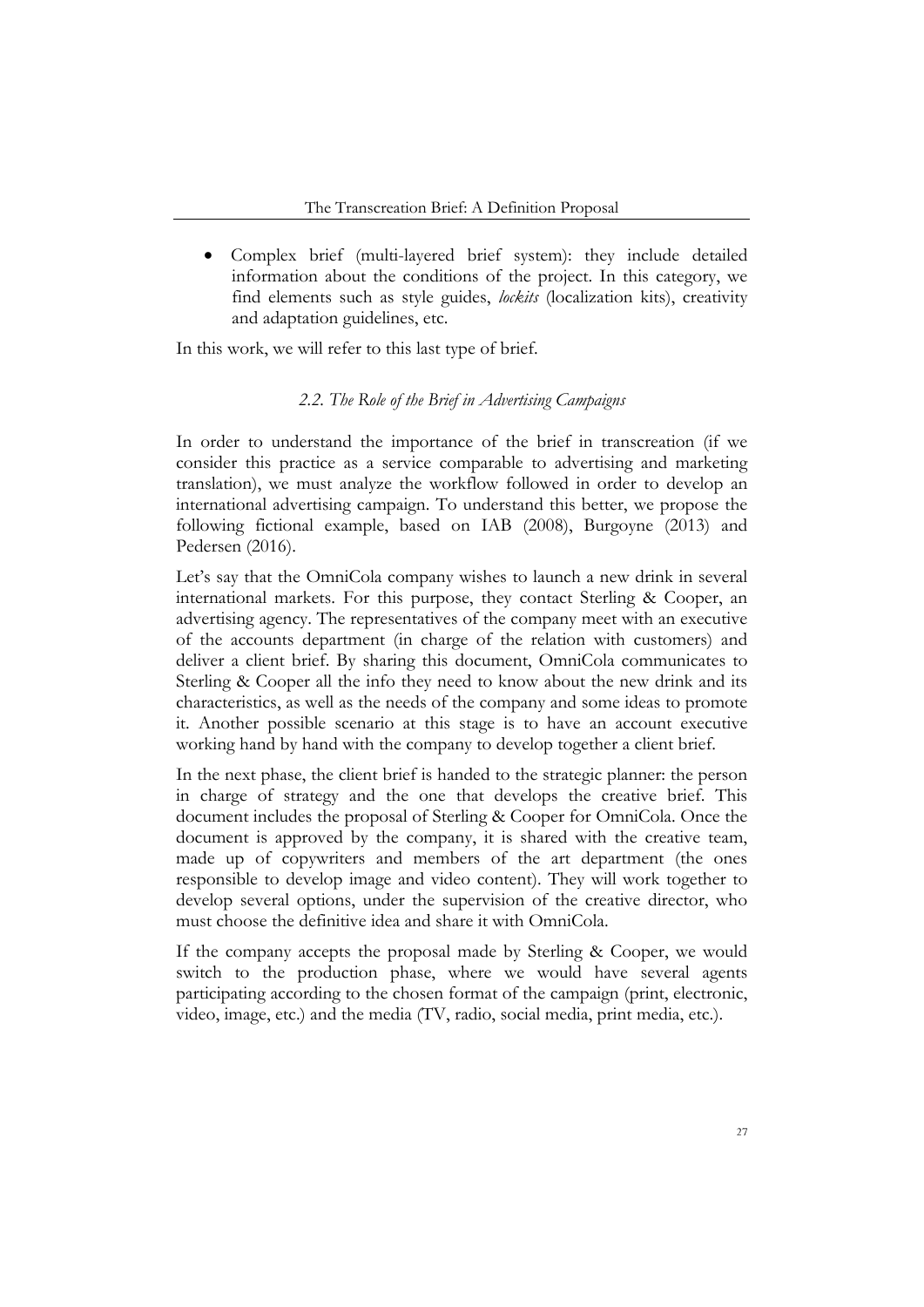- Complex brief (multi-layered brief system): they include detailed information about the conditions of the project. In this category, we find elements such as style guides, *lockits* (localization kits), creativity and adaptation guidelines, etc.

In this work, we will refer to this last type of brief.

### *2.2. The Role of the Brief in Advertising Campaigns*

In order to understand the importance of the brief in transcreation (if we consider this practice as a service comparable to advertising and marketing translation), we must analyze the workflow followed in order to develop an international advertising campaign. To understand this better, we propose the following fictional example, based on IAB (2008), Burgoyne (2013) and Pedersen (2016).

Let's say that the OmniCola company wishes to launch a new drink in several international markets. For this purpose, they contact Sterling & Cooper, an advertising agency. The representatives of the company meet with an executive of the accounts department (in charge of the relation with customers) and deliver a client brief. By sharing this document, OmniCola communicates to Sterling & Cooper all the info they need to know about the new drink and its characteristics, as well as the needs of the company and some ideas to promote it. Another possible scenario at this stage is to have an account executive working hand by hand with the company to develop together a client brief.

In the next phase, the client brief is handed to the strategic planner: the person in charge of strategy and the one that develops the creative brief. This document includes the proposal of Sterling & Cooper for OmniCola. Once the document is approved by the company, it is shared with the creative team, made up of copywriters and members of the art department (the ones responsible to develop image and video content). They will work together to develop several options, under the supervision of the creative director, who must choose the definitive idea and share it with OmniCola.

If the company accepts the proposal made by Sterling & Cooper, we would switch to the production phase, where we would have several agents participating according to the chosen format of the campaign (print, electronic, video, image, etc.) and the media (TV, radio, social media, print media, etc.).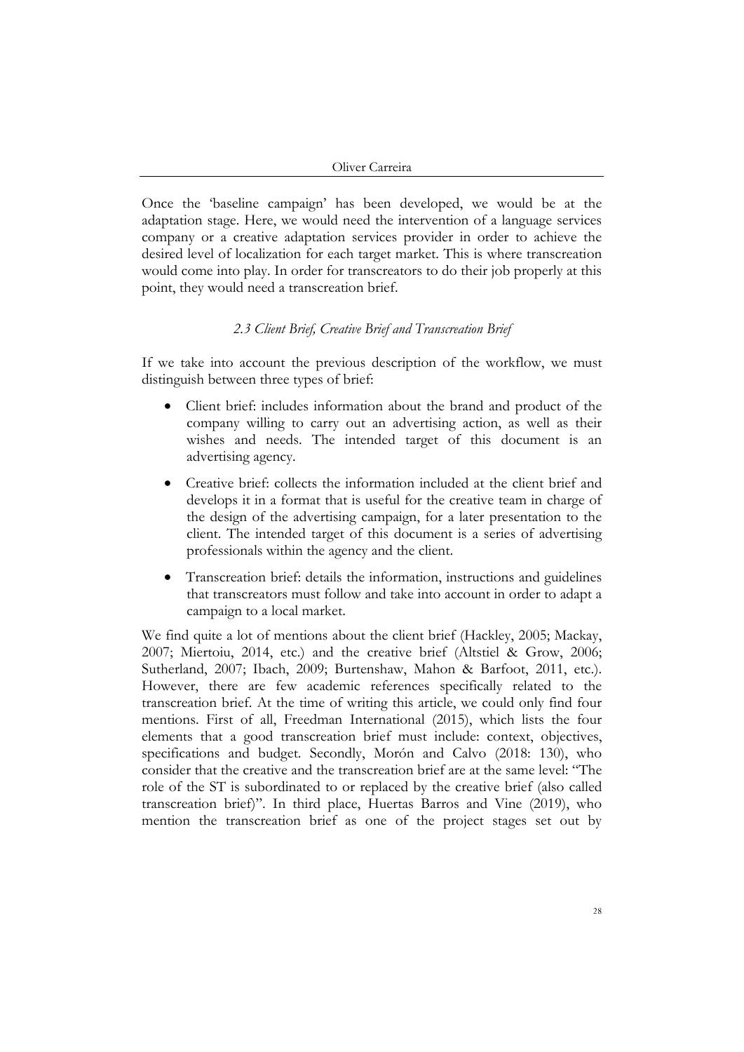Once the 'baseline campaign' has been developed, we would be at the adaptation stage. Here, we would need the intervention of a language services company or a creative adaptation services provider in order to achieve the desired level of localization for each target market. This is where transcreation would come into play. In order for transcreators to do their job properly at this point, they would need a transcreation brief.

### *2.3 Client Brief, Creative Brief and Transcreation Brief*

If we take into account the previous description of the workflow, we must distinguish between three types of brief:

- Client brief: includes information about the brand and product of the company willing to carry out an advertising action, as well as their wishes and needs. The intended target of this document is an advertising agency.
- Creative brief: collects the information included at the client brief and develops it in a format that is useful for the creative team in charge of the design of the advertising campaign, for a later presentation to the client. The intended target of this document is a series of advertising professionals within the agency and the client.
- Transcreation brief: details the information, instructions and guidelines that transcreators must follow and take into account in order to adapt a campaign to a local market.

We find quite a lot of mentions about the client brief (Hackley, 2005; Mackay, 2007; Miertoiu, 2014, etc.) and the creative brief (Altstiel & Grow, 2006; Sutherland, 2007; Ibach, 2009; Burtenshaw, Mahon & Barfoot, 2011, etc.). However, there are few academic references specifically related to the transcreation brief. At the time of writing this article, we could only find four mentions. First of all, Freedman International (2015), which lists the four elements that a good transcreation brief must include: context, objectives, specifications and budget. Secondly, Morón and Calvo (2018: 130), who consider that the creative and the transcreation brief are at the same level: "The role of the ST is subordinated to or replaced by the creative brief (also called transcreation brief)". In third place, Huertas Barros and Vine (2019), who mention the transcreation brief as one of the project stages set out by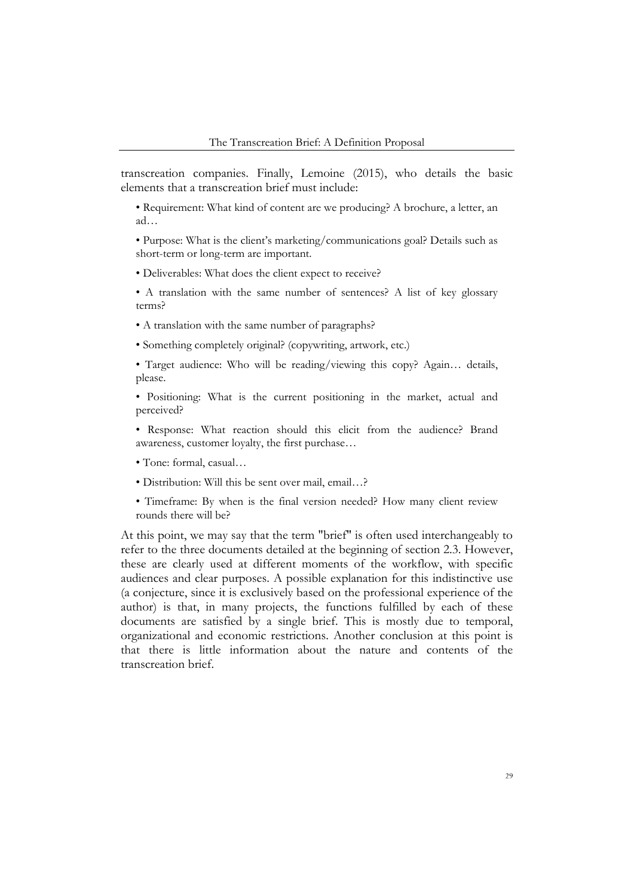transcreation companies. Finally, Lemoine (2015), who details the basic elements that a transcreation brief must include:

- Requirement: What kind of content are we producing? A brochure, a letter, an ad…
- Purpose: What is the client's marketing/communications goal? Details such as short-term or long-term are important.
- Deliverables: What does the client expect to receive?
- A translation with the same number of sentences? A list of key glossary terms?
- A translation with the same number of paragraphs?
- Something completely original? (copywriting, artwork, etc.)
- Target audience: Who will be reading/viewing this copy? Again… details, please.
- Positioning: What is the current positioning in the market, actual and perceived?
- Response: What reaction should this elicit from the audience? Brand awareness, customer loyalty, the first purchase…
- Tone: formal, casual…
- Distribution: Will this be sent over mail, email…?
- Timeframe: By when is the final version needed? How many client review rounds there will be?

At this point, we may say that the term "brief" is often used interchangeably to refer to the three documents detailed at the beginning of section 2.3. However, these are clearly used at different moments of the workflow, with specific audiences and clear purposes. A possible explanation for this indistinctive use (a conjecture, since it is exclusively based on the professional experience of the author) is that, in many projects, the functions fulfilled by each of these documents are satisfied by a single brief. This is mostly due to temporal, organizational and economic restrictions. Another conclusion at this point is that there is little information about the nature and contents of the transcreation brief.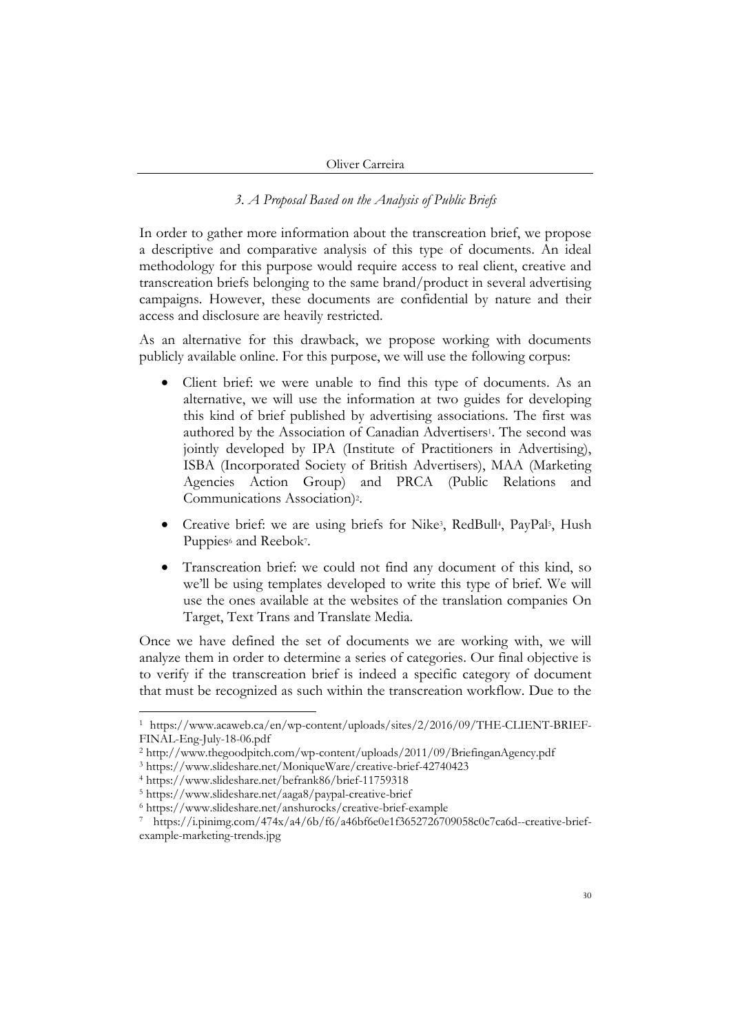### *3. A Proposal Based on the Analysis of Public Briefs*

In order to gather more information about the transcreation brief, we propose a descriptive and comparative analysis of this type of documents. An ideal methodology for this purpose would require access to real client, creative and transcreation briefs belonging to the same brand/product in several advertising campaigns. However, these documents are confidential by nature and their access and disclosure are heavily restricted.

As an alternative for this drawback, we propose working with documents publicly available online. For this purpose, we will use the following corpus:

- Client brief: we were unable to find this type of documents. As an alternative, we will use the information at two guides for developing this kind of brief published by advertising associations. The first was authored by the Association of Canadian Advertisers[1]. The second was jointly developed by IPA (Institute of Practitioners in Advertising), ISBA (Incorporated Society of British Advertisers), MAA (Marketing Agencies Action Group) and PRCA (Public Relations and Communications Association)[2].
- Creative brief: we are using briefs for Nike[3], RedBull[4], PayPal[5], Hush Puppies[6] and Reebok[7].
- Transcreation brief: we could not find any document of this kind, so we'll be using templates developed to write this type of brief. We will use the ones available at the websites of the translation companies On Target, Text Trans and Translate Media.

Once we have defined the set of documents we are working with, we will analyze them in order to determine a series of categories. Our final objective is to verify if the transcreation brief is indeed a specific category of document that must be recognized as such within the transcreation workflow. Due to the

---

[1] https://www.acaweb.ca/en/wp-content/uploads/sites/2/2016/09/THE-CLIENT-BRIEF-FINAL-Eng-July-18-06.pdf

[2] http://www.thegoodpitch.com/wp-content/uploads/2011/09/BriefinganAgency.pdf

[3] https://www.slideshare.net/MoniqueWare/creative-brief-42740423

[4] https://www.slideshare.net/befrank86/brief-11759318

[5] https://www.slideshare.net/aaga8/paypal-creative-brief

[6] https://www.slideshare.net/anshurocks/creative-brief-example

[7] https://i.pinimg.com/474x/a4/6b/f6/a46bf6e0e1f3652726709058c0c7ca6d--creative-brief-example-marketing-trends.jpg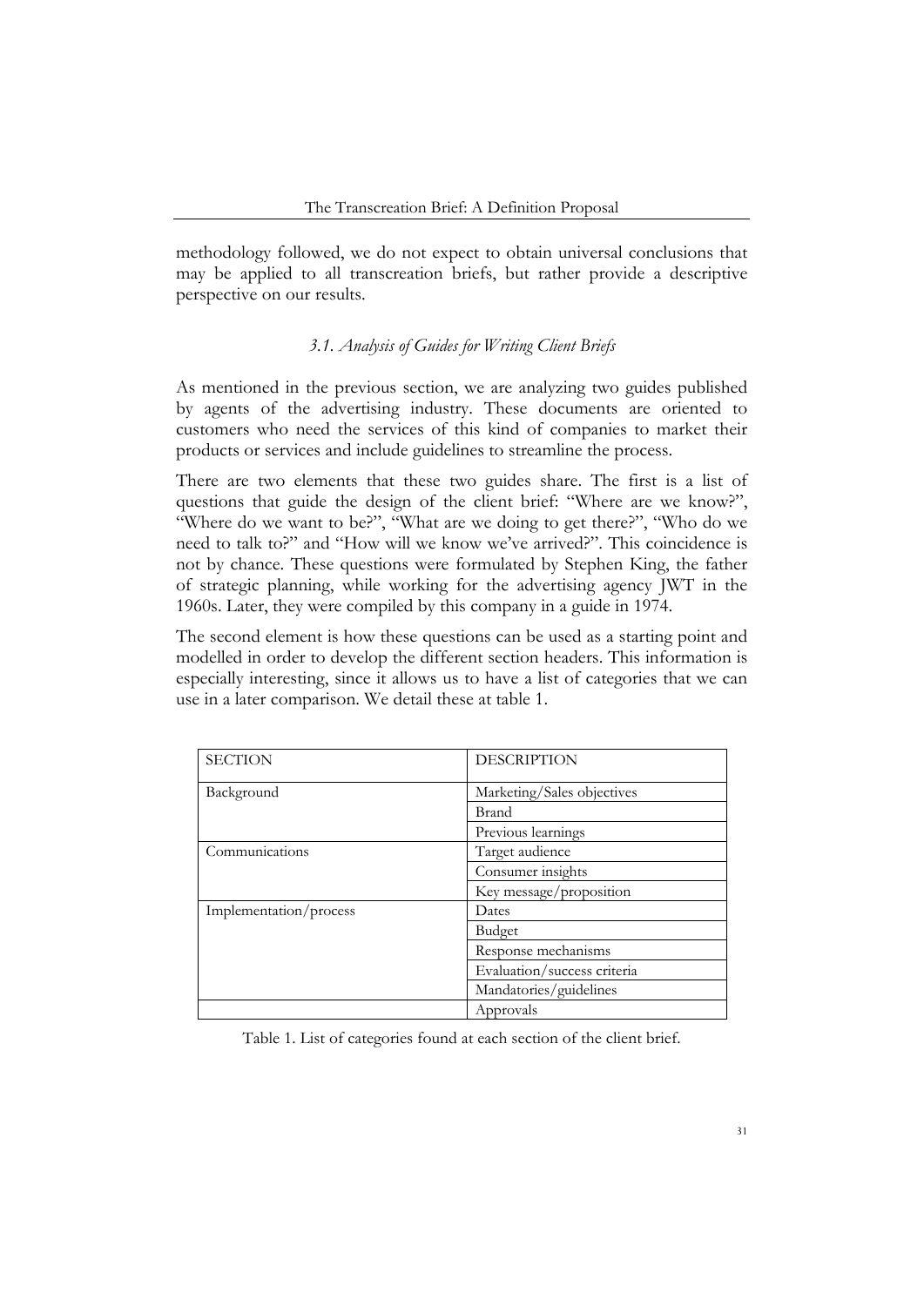methodology followed, we do not expect to obtain universal conclusions that may be applied to all transcreation briefs, but rather provide a descriptive perspective on our results.

### *3.1. Analysis of Guides for Writing Client Briefs*

As mentioned in the previous section, we are analyzing two guides published by agents of the advertising industry. These documents are oriented to customers who need the services of this kind of companies to market their products or services and include guidelines to streamline the process.

There are two elements that these two guides share. The first is a list of questions that guide the design of the client brief: "Where are we know?", "Where do we want to be?", "What are we doing to get there?", "Who do we need to talk to?" and "How will we know we've arrived?". This coincidence is not by chance. These questions were formulated by Stephen King, the father of strategic planning, while working for the advertising agency JWT in the 1960s. Later, they were compiled by this company in a guide in 1974.

The second element is how these questions can be used as a starting point and modelled in order to develop the different section headers. This information is especially interesting, since it allows us to have a list of categories that we can use in a later comparison. We detail these at table 1.

| SECTION | DESCRIPTION |
|---|---|
| Background | Marketing/Sales objectives |
| | Brand |
| | Previous learnings |
| Communications | Target audience |
| | Consumer insights |
| | Key message/proposition |
| Implementation/process | Dates |
| | Budget |
| | Response mechanisms |
| | Evaluation/success criteria |
| | Mandatories/guidelines |
| | Approvals |

Table 1. List of categories found at each section of the client brief.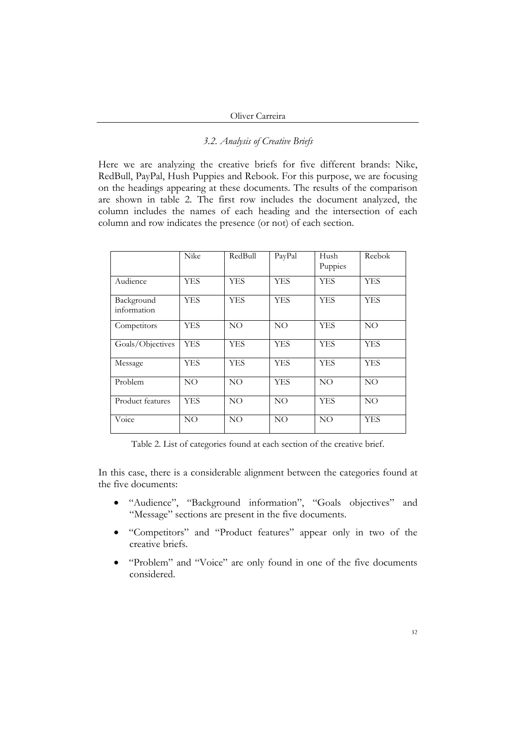### *3.2. Analysis of Creative Briefs*

Here we are analyzing the creative briefs for five different brands: Nike, RedBull, PayPal, Hush Puppies and Rebook. For this purpose, we are focusing on the headings appearing at these documents. The results of the comparison are shown in table 2. The first row includes the document analyzed, the column includes the names of each heading and the intersection of each column and row indicates the presence (or not) of each section.

| | Nike | RedBull | PayPal | Hush Puppies | Reebok |
|---|---|---|---|---|---|
| Audience | YES | YES | YES | YES | YES |
| Background information | YES | YES | YES | YES | YES |
| Competitors | YES | NO | NO | YES | NO |
| Goals/Objectives | YES | YES | YES | YES | YES |
| Message | YES | YES | YES | YES | YES |
| Problem | NO | NO | YES | NO | NO |
| Product features | YES | NO | NO | YES | NO |
| Voice | NO | NO | NO | NO | YES |

Table 2. List of categories found at each section of the creative brief.

In this case, there is a considerable alignment between the categories found at the five documents:

- "Audience", "Background information", "Goals objectives" and "Message" sections are present in the five documents.
- "Competitors" and "Product features" appear only in two of the creative briefs.
- "Problem" and "Voice" are only found in one of the five documents considered.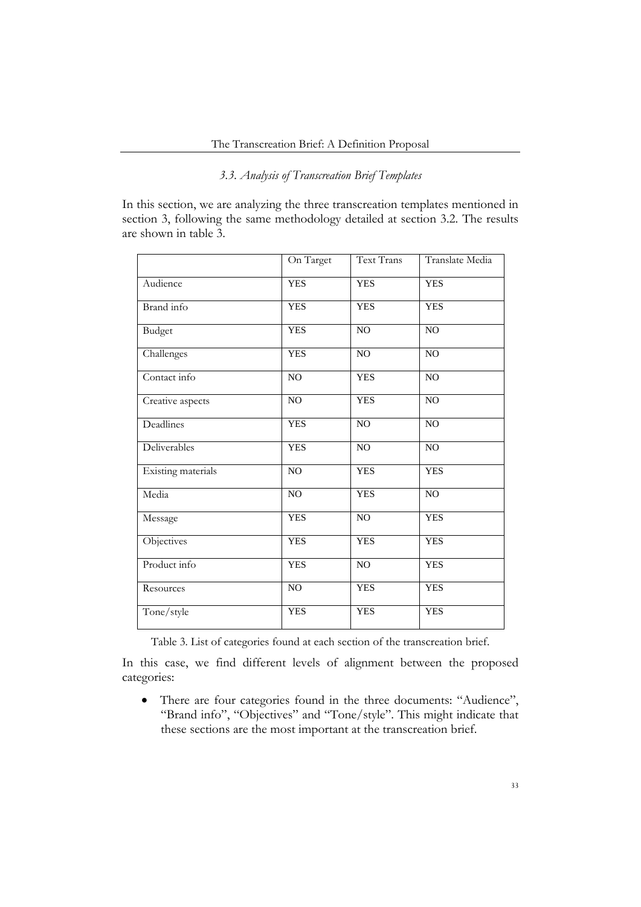### *3.3. Analysis of Transcreation Brief Templates*

In this section, we are analyzing the three transcreation templates mentioned in section 3, following the same methodology detailed at section 3.2. The results are shown in table 3.

| | On Target | Text Trans | Translate Media |
|---|---|---|---|
| Audience | YES | YES | YES |
| Brand info | YES | YES | YES |
| Budget | YES | NO | NO |
| Challenges | YES | NO | NO |
| Contact info | NO | YES | NO |
| Creative aspects | NO | YES | NO |
| Deadlines | YES | NO | NO |
| Deliverables | YES | NO | NO |
| Existing materials | NO | YES | YES |
| Media | NO | YES | NO |
| Message | YES | NO | YES |
| Objectives | YES | YES | YES |
| Product info | YES | NO | YES |
| Resources | NO | YES | YES |
| Tone/style | YES | YES | YES |

Table 3. List of categories found at each section of the transcreation brief.

In this case, we find different levels of alignment between the proposed categories:

- There are four categories found in the three documents: "Audience", "Brand info", "Objectives" and "Tone/style". This might indicate that these sections are the most important at the transcreation brief.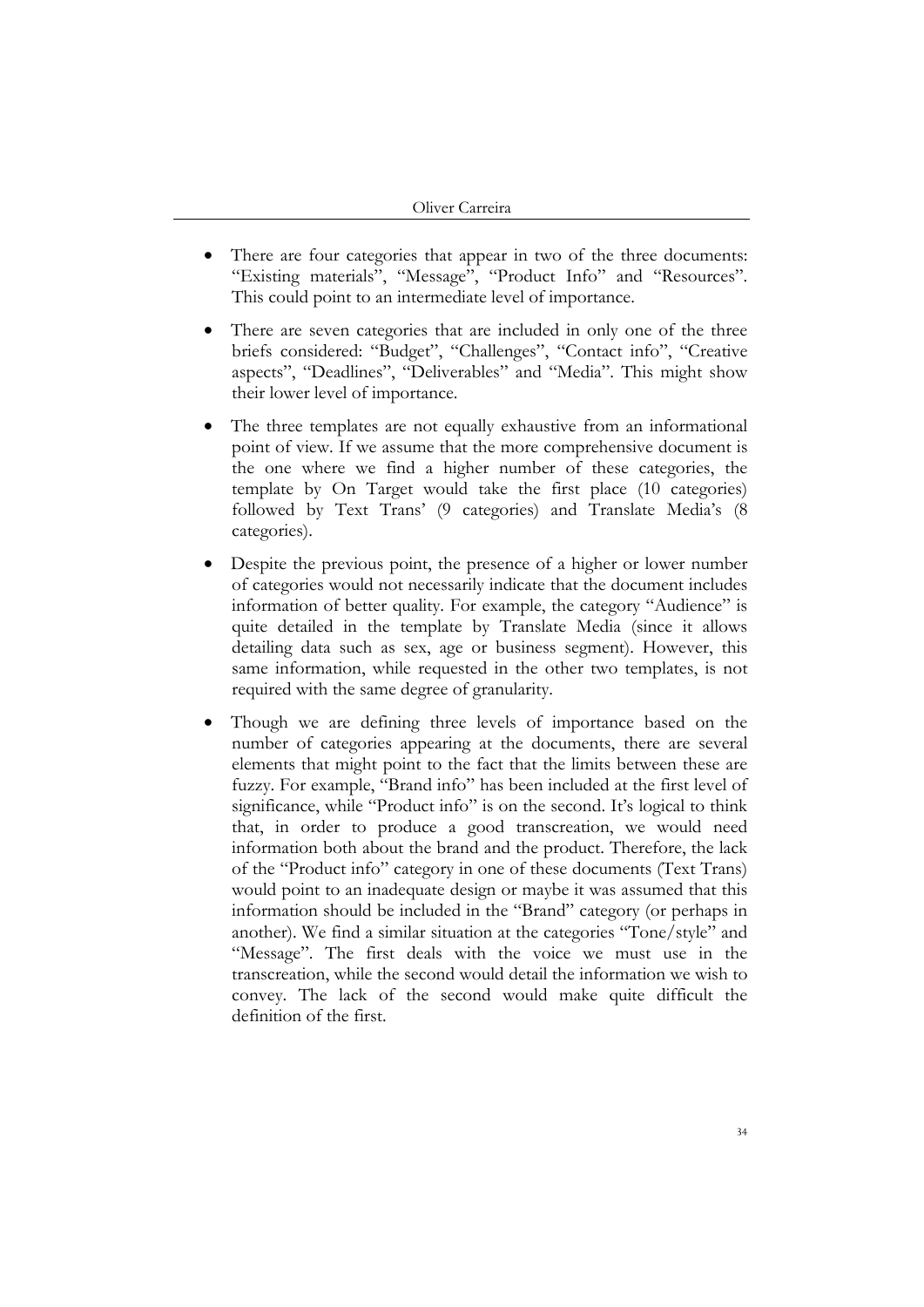- There are four categories that appear in two of the three documents: "Existing materials", "Message", "Product Info" and "Resources". This could point to an intermediate level of importance.
- There are seven categories that are included in only one of the three briefs considered: "Budget", "Challenges", "Contact info", "Creative aspects", "Deadlines", "Deliverables" and "Media". This might show their lower level of importance.
- The three templates are not equally exhaustive from an informational point of view. If we assume that the more comprehensive document is the one where we find a higher number of these categories, the template by On Target would take the first place (10 categories) followed by Text Trans' (9 categories) and Translate Media's (8 categories).
- Despite the previous point, the presence of a higher or lower number of categories would not necessarily indicate that the document includes information of better quality. For example, the category "Audience" is quite detailed in the template by Translate Media (since it allows detailing data such as sex, age or business segment). However, this same information, while requested in the other two templates, is not required with the same degree of granularity.
- Though we are defining three levels of importance based on the number of categories appearing at the documents, there are several elements that might point to the fact that the limits between these are fuzzy. For example, "Brand info" has been included at the first level of significance, while "Product info" is on the second. It's logical to think that, in order to produce a good transcreation, we would need information both about the brand and the product. Therefore, the lack of the "Product info" category in one of these documents (Text Trans) would point to an inadequate design or maybe it was assumed that this information should be included in the "Brand" category (or perhaps in another). We find a similar situation at the categories "Tone/style" and "Message". The first deals with the voice we must use in the transcreation, while the second would detail the information we wish to convey. The lack of the second would make quite difficult the definition of the first.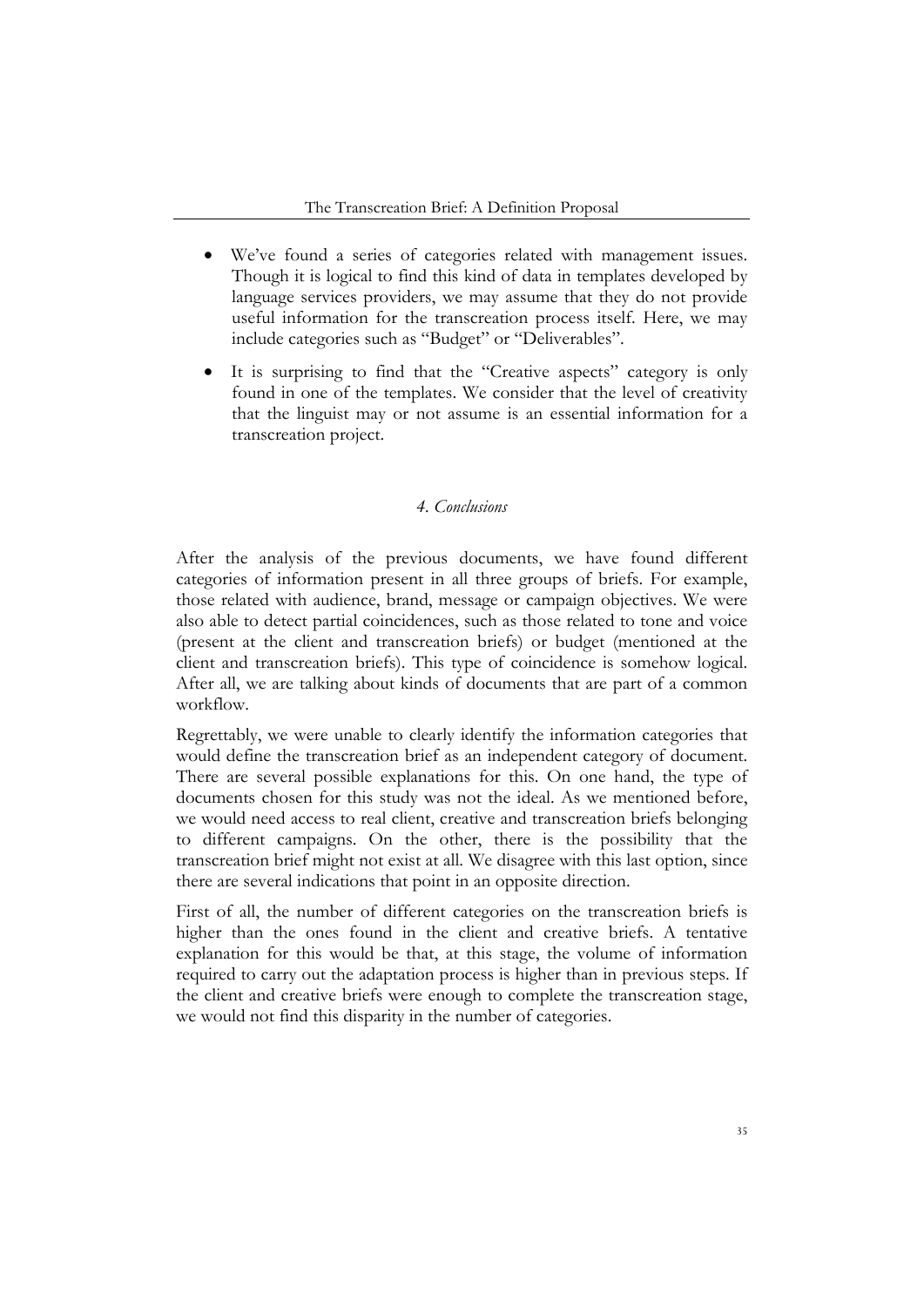- We've found a series of categories related with management issues. Though it is logical to find this kind of data in templates developed by language services providers, we may assume that they do not provide useful information for the transcreation process itself. Here, we may include categories such as "Budget" or "Deliverables".
- It is surprising to find that the "Creative aspects" category is only found in one of the templates. We consider that the level of creativity that the linguist may or not assume is an essential information for a transcreation project.

## *4. Conclusions*

After the analysis of the previous documents, we have found different categories of information present in all three groups of briefs. For example, those related with audience, brand, message or campaign objectives. We were also able to detect partial coincidences, such as those related to tone and voice (present at the client and transcreation briefs) or budget (mentioned at the client and transcreation briefs). This type of coincidence is somehow logical. After all, we are talking about kinds of documents that are part of a common workflow.

Regrettably, we were unable to clearly identify the information categories that would define the transcreation brief as an independent category of document. There are several possible explanations for this. On one hand, the type of documents chosen for this study was not the ideal. As we mentioned before, we would need access to real client, creative and transcreation briefs belonging to different campaigns. On the other, there is the possibility that the transcreation brief might not exist at all. We disagree with this last option, since there are several indications that point in an opposite direction.

First of all, the number of different categories on the transcreation briefs is higher than the ones found in the client and creative briefs. A tentative explanation for this would be that, at this stage, the volume of information required to carry out the adaptation process is higher than in previous steps. If the client and creative briefs were enough to complete the transcreation stage, we would not find this disparity in the number of categories.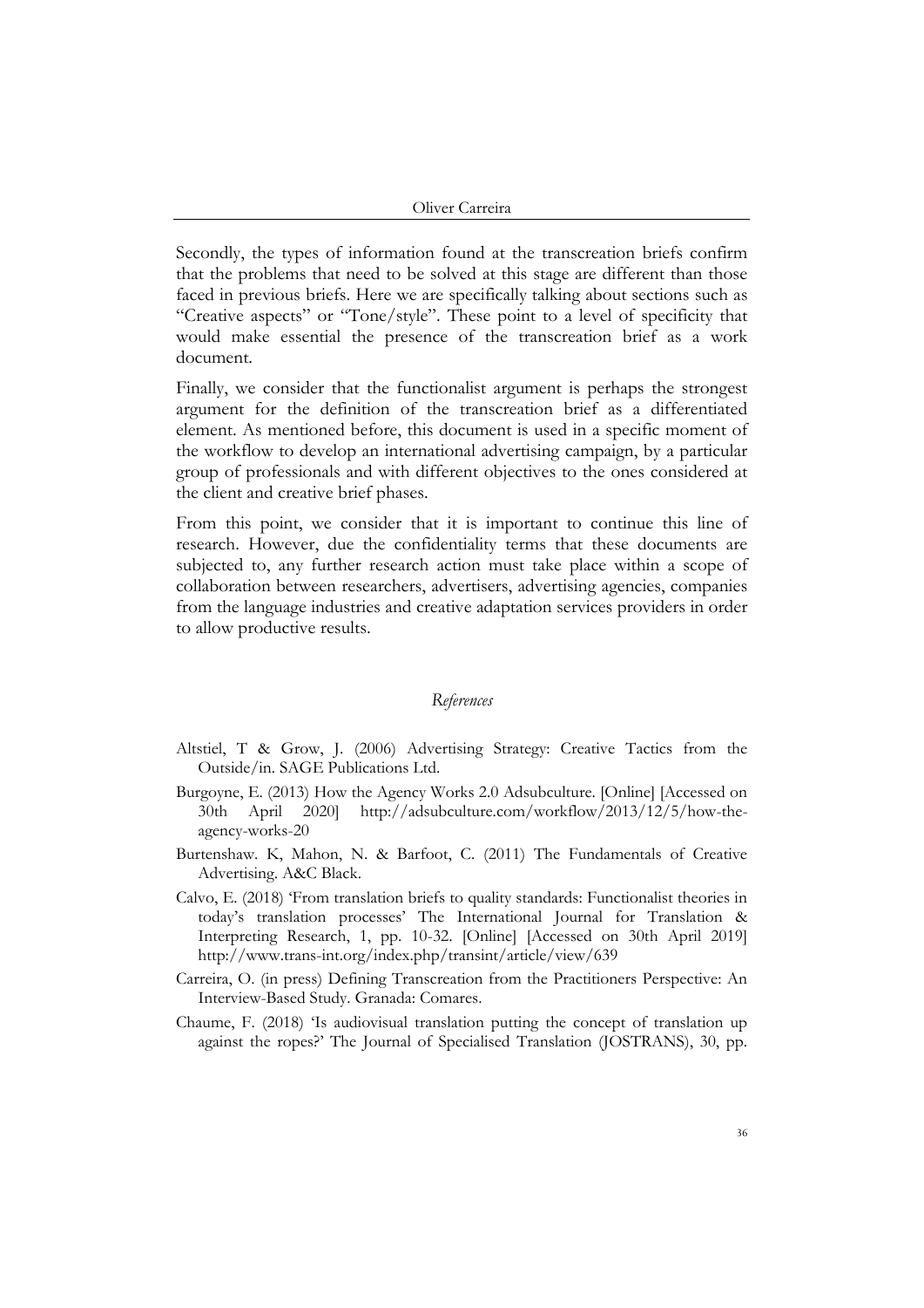Secondly, the types of information found at the transcreation briefs confirm that the problems that need to be solved at this stage are different than those faced in previous briefs. Here we are specifically talking about sections such as "Creative aspects" or "Tone/style". These point to a level of specificity that would make essential the presence of the transcreation brief as a work document.

Finally, we consider that the functionalist argument is perhaps the strongest argument for the definition of the transcreation brief as a differentiated element. As mentioned before, this document is used in a specific moment of the workflow to develop an international advertising campaign, by a particular group of professionals and with different objectives to the ones considered at the client and creative brief phases.

From this point, we consider that it is important to continue this line of research. However, due the confidentiality terms that these documents are subjected to, any further research action must take place within a scope of collaboration between researchers, advertisers, advertising agencies, companies from the language industries and creative adaptation services providers in order to allow productive results.

## *References*

Altstiel, T & Grow, J. (2006) Advertising Strategy: Creative Tactics from the Outside/in. SAGE Publications Ltd.

Burgoyne, E. (2013) How the Agency Works 2.0 Adsubculture. [Online] [Accessed on 30th April 2020] http://adsubculture.com/workflow/2013/12/5/how-the-agency-works-20

Burtenshaw. K, Mahon, N. & Barfoot, C. (2011) The Fundamentals of Creative Advertising. A&C Black.

Calvo, E. (2018) 'From translation briefs to quality standards: Functionalist theories in today's translation processes' The International Journal for Translation & Interpreting Research, 1, pp. 10-32. [Online] [Accessed on 30th April 2019] http://www.trans-int.org/index.php/transint/article/view/639

Carreira, O. (in press) Defining Transcreation from the Practitioners Perspective: An Interview-Based Study. Granada: Comares.

Chaume, F. (2018) 'Is audiovisual translation putting the concept of translation up against the ropes?' The Journal of Specialised Translation (JOSTRANS), 30, pp.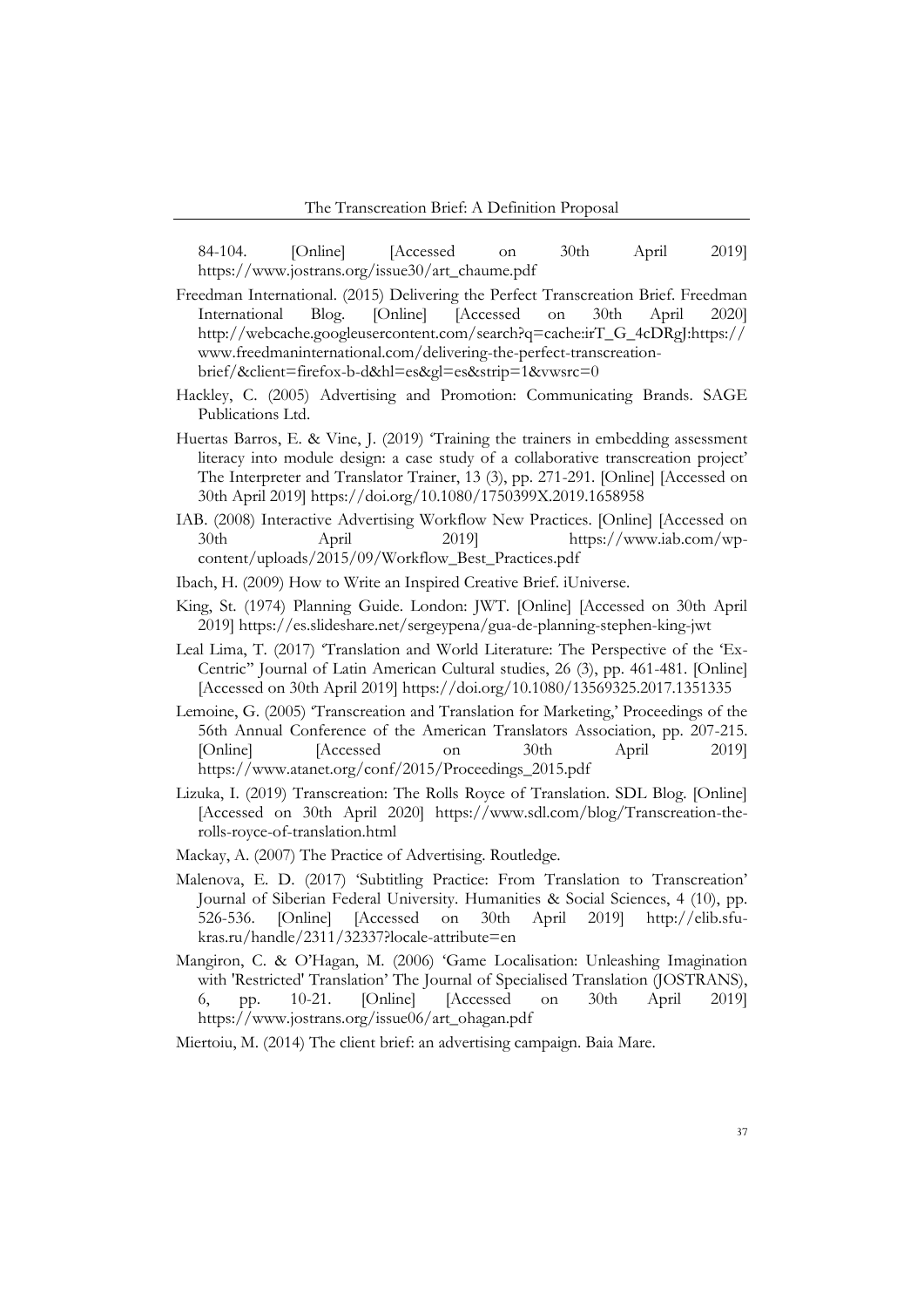84-104. [Online] [Accessed on 30th April 2019] https://www.jostrans.org/issue30/art_chaume.pdf

Freedman International. (2015) Delivering the Perfect Transcreation Brief. Freedman International Blog. [Online] [Accessed on 30th April 2020] http://webcache.googleusercontent.com/search?q=cache:irT_G_4cDRgJ:https://www.freedmaninternational.com/delivering-the-perfect-transcreation-brief/&client=firefox-b-d&hl=es&gl=es&strip=1&vwsrc=0

Hackley, C. (2005) Advertising and Promotion: Communicating Brands. SAGE Publications Ltd.

Huertas Barros, E. & Vine, J. (2019) 'Training the trainers in embedding assessment literacy into module design: a case study of a collaborative transcreation project' The Interpreter and Translator Trainer, 13 (3), pp. 271-291. [Online] [Accessed on 30th April 2019] https://doi.org/10.1080/1750399X.2019.1658958

IAB. (2008) Interactive Advertising Workflow New Practices. [Online] [Accessed on 30th April 2019] https://www.iab.com/wp-content/uploads/2015/09/Workflow_Best_Practices.pdf

Ibach, H. (2009) How to Write an Inspired Creative Brief. iUniverse.

King, St. (1974) Planning Guide. London: JWT. [Online] [Accessed on 30th April 2019] https://es.slideshare.net/sergeypena/gua-de-planning-stephen-king-jwt

Leal Lima, T. (2017) 'Translation and World Literature: The Perspective of the 'Ex-Centric'' Journal of Latin American Cultural studies, 26 (3), pp. 461-481. [Online] [Accessed on 30th April 2019] https://doi.org/10.1080/13569325.2017.1351335

Lemoine, G. (2005) 'Transcreation and Translation for Marketing,' Proceedings of the 56th Annual Conference of the American Translators Association, pp. 207-215. [Online] [Accessed on 30th April 2019] https://www.atanet.org/conf/2015/Proceedings_2015.pdf

Lizuka, I. (2019) Transcreation: The Rolls Royce of Translation. SDL Blog. [Online] [Accessed on 30th April 2020] https://www.sdl.com/blog/Transcreation-the-rolls-royce-of-translation.html

Mackay, A. (2007) The Practice of Advertising. Routledge.

Malenova, E. D. (2017) 'Subtitling Practice: From Translation to Transcreation' Journal of Siberian Federal University. Humanities & Social Sciences, 4 (10), pp. 526-536. [Online] [Accessed on 30th April 2019] http://elib.sfu-kras.ru/handle/2311/32337?locale-attribute=en

Mangiron, C. & O'Hagan, M. (2006) 'Game Localisation: Unleashing Imagination with 'Restricted' Translation' The Journal of Specialised Translation (JOSTRANS), 6, pp. 10-21. [Online] [Accessed on 30th April 2019] https://www.jostrans.org/issue06/art_ohagan.pdf

Miertoiu, M. (2014) The client brief: an advertising campaign. Baia Mare.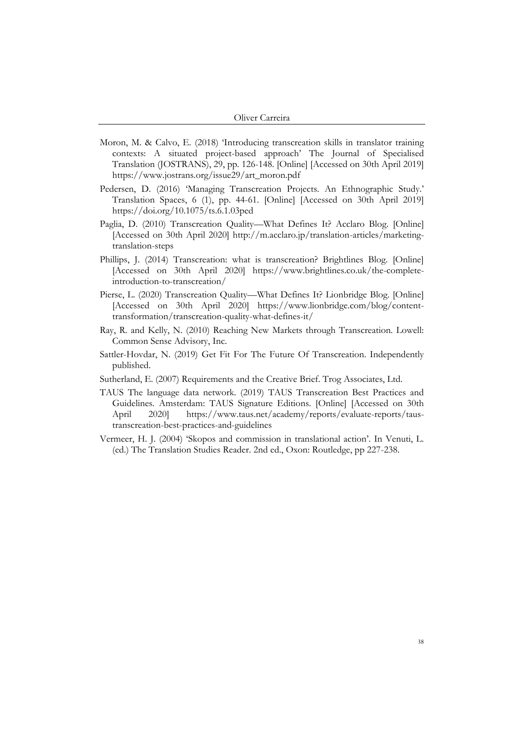Moron, M. & Calvo, E. (2018) 'Introducing transcreation skills in translator training contexts: A situated project-based approach' The Journal of Specialised Translation (JOSTRANS), 29, pp. 126-148. [Online] [Accessed on 30th April 2019] https://www.jostrans.org/issue29/art_moron.pdf

Pedersen, D. (2016) 'Managing Transcreation Projects. An Ethnographic Study.' Translation Spaces, 6 (1), pp. 44-61. [Online] [Accessed on 30th April 2019] https://doi.org/10.1075/ts.6.1.03ped

Paglia, D. (2010) Transcreation Quality—What Defines It? Acclaro Blog. [Online] [Accessed on 30th April 2020] http://m.acclaro.jp/translation-articles/marketing-translation-steps

Phillips, J. (2014) Transcreation: what is transcreation? Brightlines Blog. [Online] [Accessed on 30th April 2020] https://www.brightlines.co.uk/the-complete-introduction-to-transcreation/

Pierse, L. (2020) Transcreation Quality—What Defines It? Lionbridge Blog. [Online] [Accessed on 30th April 2020] https://www.lionbridge.com/blog/content-transformation/transcreation-quality-what-defines-it/

Ray, R. and Kelly, N. (2010) Reaching New Markets through Transcreation. Lowell: Common Sense Advisory, Inc.

Sattler-Hovdar, N. (2019) Get Fit For The Future Of Transcreation. Independently published.

Sutherland, E. (2007) Requirements and the Creative Brief. Trog Associates, Ltd.

TAUS The language data network. (2019) TAUS Transcreation Best Practices and Guidelines. Amsterdam: TAUS Signature Editions. [Online] [Accessed on 30th April 2020] https://www.taus.net/academy/reports/evaluate-reports/taus-transcreation-best-practices-and-guidelines

Vermeer, H. J. (2004) 'Skopos and commission in translational action'. In Venuti, L. (ed.) The Translation Studies Reader. 2nd ed., Oxon: Routledge, pp 227-238.